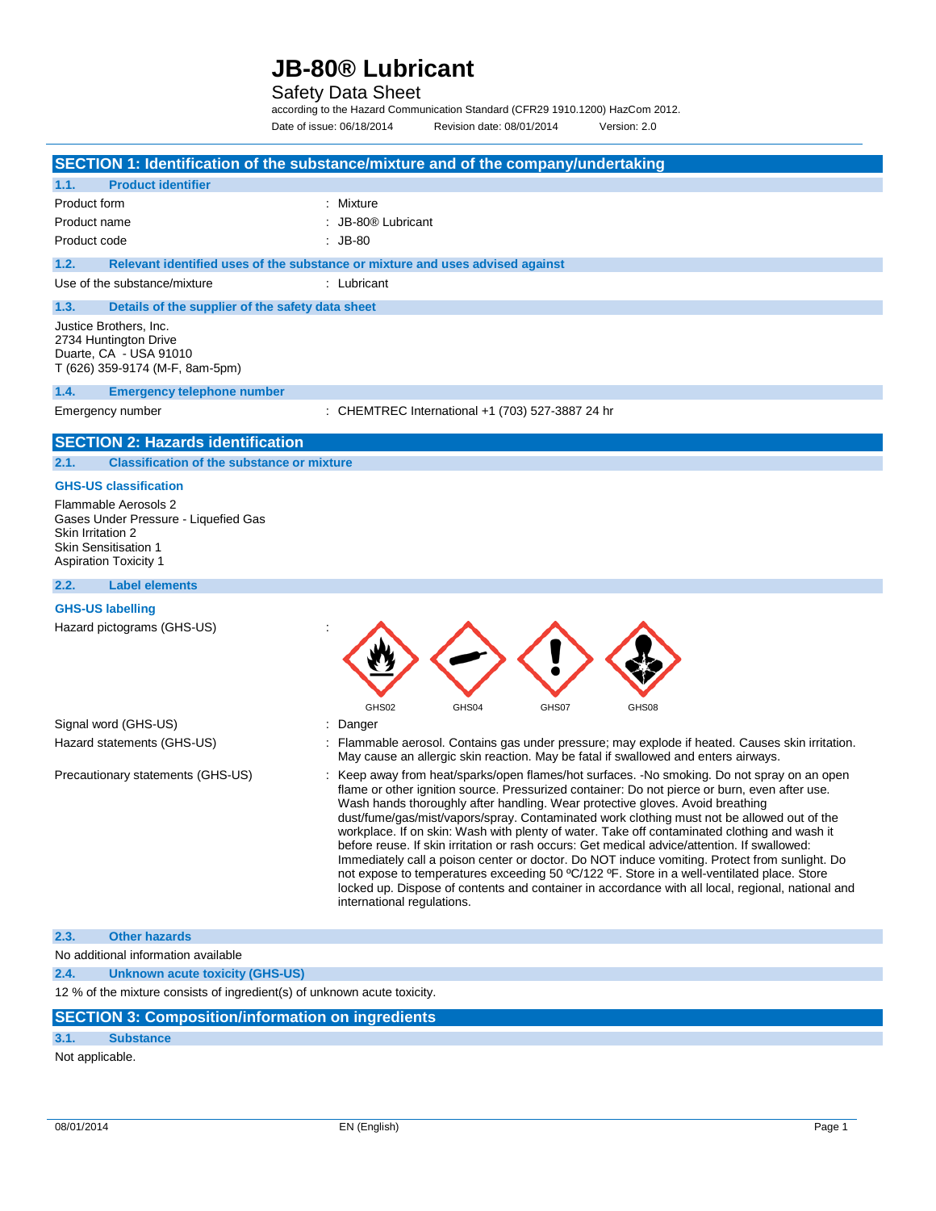# JB-80® Lubricant

## Safety Data Sheet

according to the Hazard Communication Standard (CFR29 1910.1200) HazCom 2012.

Date of issue: 06/18/2014 Revision date: 08/01/2014 Version: 2.0

## SECTION 1: Identification of the substance/mixture and of the company/undertaking

### 1.1. Product identifier

| | |
|---|---|
| Product form | : Mixture |
| Product name | : JB-80® Lubricant |
| Product code | : JB-80 |

### 1.2. Relevant identified uses of the substance or mixture and uses advised against

| | |
|---|---|
| Use of the substance/mixture | : Lubricant |

### 1.3. Details of the supplier of the safety data sheet

Justice Brothers, Inc.
2734 Huntington Drive
Duarte, CA - USA 91010
T (626) 359-9174 (M-F, 8am-5pm)

### 1.4. Emergency telephone number

| | |
|---|---|
| Emergency number | : CHEMTREC International +1 (703) 527-3887 24 hr |

## SECTION 2: Hazards identification

### 2.1. Classification of the substance or mixture

**GHS-US classification**

Flammable Aerosols 2
Gases Under Pressure - Liquefied Gas
Skin Irritation 2
Skin Sensitisation 1
Aspiration Toxicity 1

### 2.2. Label elements

**GHS-US labelling**

Hazard pictograms (GHS-US) :

GHS02 GHS04 GHS07 GHS08

| | |
|---|---|
| Signal word (GHS-US) | : Danger |
| Hazard statements (GHS-US) | : Flammable aerosol. Contains gas under pressure; may explode if heated. Causes skin irritation. May cause an allergic skin reaction. May be fatal if swallowed and enters airways. |
| Precautionary statements (GHS-US) | : Keep away from heat/sparks/open flames/hot surfaces. -No smoking. Do not spray on an open flame or other ignition source. Pressurized container: Do not pierce or burn, even after use. Wash hands thoroughly after handling. Wear protective gloves. Avoid breathing dust/fume/gas/mist/vapors/spray. Contaminated work clothing must not be allowed out of the workplace. If on skin: Wash with plenty of water. Take off contaminated clothing and wash it before reuse. If skin irritation or rash occurs: Get medical advice/attention. If swallowed: Immediately call a poison center or doctor. Do NOT induce vomiting. Protect from sunlight. Do not expose to temperatures exceeding 50 ºC/122 ºF. Store in a well-ventilated place. Store locked up. Dispose of contents and container in accordance with all local, regional, national and international regulations. |

### 2.3. Other hazards

No additional information available

### 2.4. Unknown acute toxicity (GHS-US)

12 % of the mixture consists of ingredient(s) of unknown acute toxicity.

## SECTION 3: Composition/information on ingredients

### 3.1. Substance

Not applicable.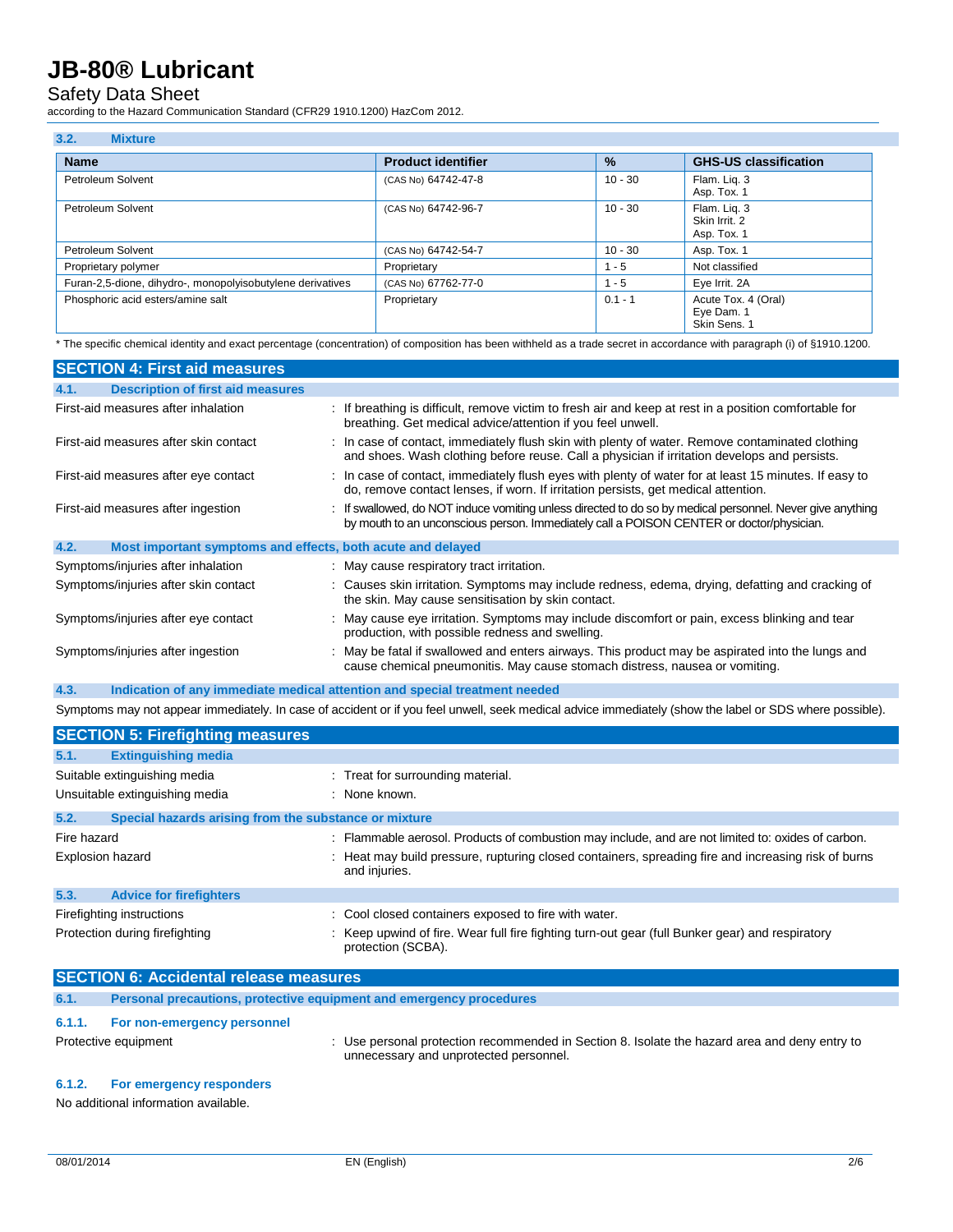### 3.2. Mixture

| Name | Product identifier | % | GHS-US classification |
|---|---|---|---|
| Petroleum Solvent | (CAS No) 64742-47-8 | 10 - 30 | Flam. Liq. 3<br>Asp. Tox. 1 |
| Petroleum Solvent | (CAS No) 64742-96-7 | 10 - 30 | Flam. Liq. 3<br>Skin Irrit. 2<br>Asp. Tox. 1 |
| Petroleum Solvent | (CAS No) 64742-54-7 | 10 - 30 | Asp. Tox. 1 |
| Proprietary polymer | Proprietary | 1 - 5 | Not classified |
| Furan-2,5-dione, dihydro-, monopolyisobutylene derivatives | (CAS No) 67762-77-0 | 1 - 5 | Eye Irrit. 2A |
| Phosphoric acid esters/amine salt | Proprietary | 0.1 - 1 | Acute Tox. 4 (Oral)<br>Eye Dam. 1<br>Skin Sens. 1 |

* The specific chemical identity and exact percentage (concentration) of composition has been withheld as a trade secret in accordance with paragraph (i) of §1910.1200.

## SECTION 4: First aid measures

### 4.1. Description of first aid measures

First-aid measures after inhalation : If breathing is difficult, remove victim to fresh air and keep at rest in a position comfortable for breathing. Get medical advice/attention if you feel unwell.

First-aid measures after skin contact : In case of contact, immediately flush skin with plenty of water. Remove contaminated clothing and shoes. Wash clothing before reuse. Call a physician if irritation develops and persists.

First-aid measures after eye contact : In case of contact, immediately flush eyes with plenty of water for at least 15 minutes. If easy to do, remove contact lenses, if worn. If irritation persists, get medical attention.

First-aid measures after ingestion : If swallowed, do NOT induce vomiting unless directed to do so by medical personnel. Never give anything by mouth to an unconscious person. Immediately call a POISON CENTER or doctor/physician.

### 4.2. Most important symptoms and effects, both acute and delayed

Symptoms/injuries after inhalation : May cause respiratory tract irritation.

Symptoms/injuries after skin contact : Causes skin irritation. Symptoms may include redness, edema, drying, defatting and cracking of the skin. May cause sensitisation by skin contact.

Symptoms/injuries after eye contact : May cause eye irritation. Symptoms may include discomfort or pain, excess blinking and tear production, with possible redness and swelling.

Symptoms/injuries after ingestion : May be fatal if swallowed and enters airways. This product may be aspirated into the lungs and cause chemical pneumonitis. May cause stomach distress, nausea or vomiting.

### 4.3. Indication of any immediate medical attention and special treatment needed

Symptoms may not appear immediately. In case of accident or if you feel unwell, seek medical advice immediately (show the label or SDS where possible).

## SECTION 5: Firefighting measures

### 5.1. Extinguishing media

Suitable extinguishing media : Treat for surrounding material.

Unsuitable extinguishing media : None known.

### 5.2. Special hazards arising from the substance or mixture

Fire hazard : Flammable aerosol. Products of combustion may include, and are not limited to: oxides of carbon.

Explosion hazard : Heat may build pressure, rupturing closed containers, spreading fire and increasing risk of burns and injuries.

### 5.3. Advice for firefighters

Firefighting instructions : Cool closed containers exposed to fire with water.

Protection during firefighting : Keep upwind of fire. Wear full fire fighting turn-out gear (full Bunker gear) and respiratory protection (SCBA).

## SECTION 6: Accidental release measures

### 6.1. Personal precautions, protective equipment and emergency procedures

#### 6.1.1. For non-emergency personnel

Protective equipment : Use personal protection recommended in Section 8. Isolate the hazard area and deny entry to unnecessary and unprotected personnel.

#### 6.1.2. For emergency responders

No additional information available.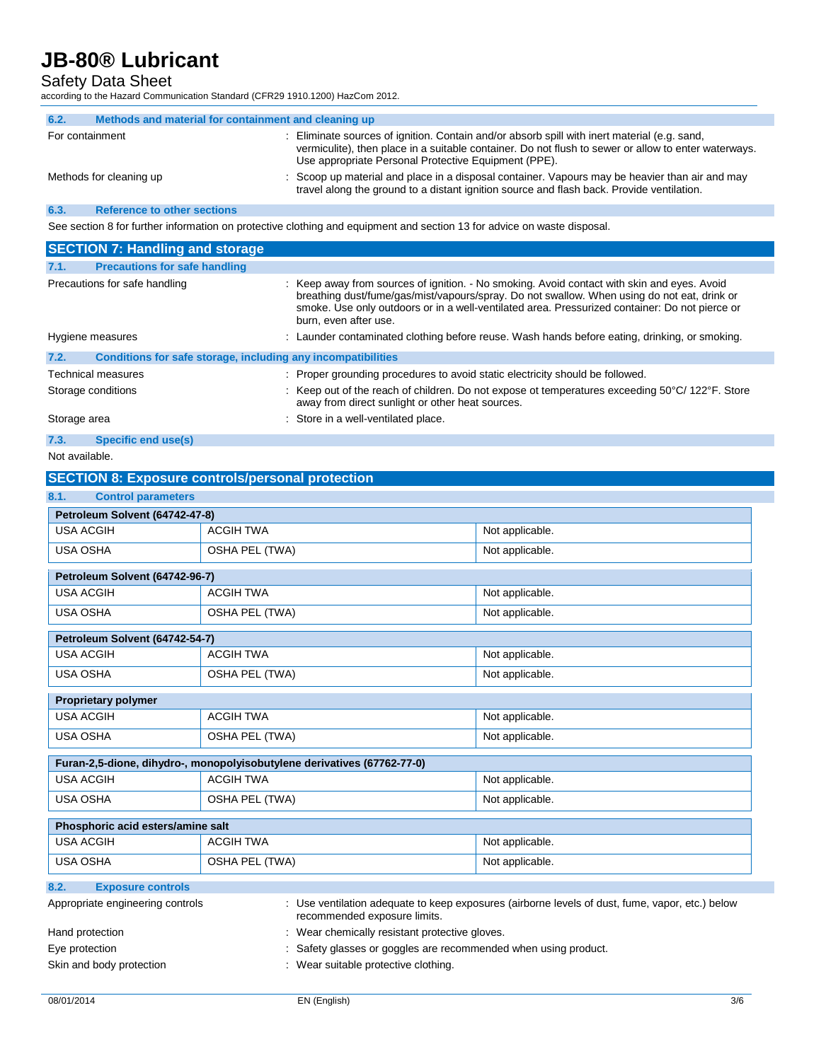### 6.2. Methods and material for containment and cleaning up

For containment : Eliminate sources of ignition. Contain and/or absorb spill with inert material (e.g. sand, vermiculite), then place in a suitable container. Do not flush to sewer or allow to enter waterways. Use appropriate Personal Protective Equipment (PPE).

Methods for cleaning up : Scoop up material and place in a disposal container. Vapours may be heavier than air and may travel along the ground to a distant ignition source and flash back. Provide ventilation.

### 6.3. Reference to other sections

See section 8 for further information on protective clothing and equipment and section 13 for advice on waste disposal.

## SECTION 7: Handling and storage

### 7.1. Precautions for safe handling

Precautions for safe handling : Keep away from sources of ignition. - No smoking. Avoid contact with skin and eyes. Avoid breathing dust/fume/gas/mist/vapours/spray. Do not swallow. When using do not eat, drink or smoke. Use only outdoors or in a well-ventilated area. Pressurized container: Do not pierce or burn, even after use.

Hygiene measures : Launder contaminated clothing before reuse. Wash hands before eating, drinking, or smoking.

### 7.2. Conditions for safe storage, including any incompatibilities

Technical measures : Proper grounding procedures to avoid static electricity should be followed.

Storage conditions : Keep out of the reach of children. Do not expose ot temperatures exceeding 50°C/ 122°F. Store away from direct sunlight or other heat sources.

Storage area : Store in a well-ventilated place.

### 7.3. Specific end use(s)

Not available.

## SECTION 8: Exposure controls/personal protection

### 8.1. Control parameters

| Petroleum Solvent (64742-47-8) | | |
|---|---|---|
| USA ACGIH | ACGIH TWA | Not applicable. |
| USA OSHA | OSHA PEL (TWA) | Not applicable. |

| Petroleum Solvent (64742-96-7) | | |
|---|---|---|
| USA ACGIH | ACGIH TWA | Not applicable. |
| USA OSHA | OSHA PEL (TWA) | Not applicable. |

| Petroleum Solvent (64742-54-7) | | |
|---|---|---|
| USA ACGIH | ACGIH TWA | Not applicable. |
| USA OSHA | OSHA PEL (TWA) | Not applicable. |

| Proprietary polymer | | |
|---|---|---|
| USA ACGIH | ACGIH TWA | Not applicable. |
| USA OSHA | OSHA PEL (TWA) | Not applicable. |

| Furan-2,5-dione, dihydro-, monopolyisobutylene derivatives (67762-77-0) | | |
|---|---|---|
| USA ACGIH | ACGIH TWA | Not applicable. |
| USA OSHA | OSHA PEL (TWA) | Not applicable. |

| Phosphoric acid esters/amine salt | | |
|---|---|---|
| USA ACGIH | ACGIH TWA | Not applicable. |
| USA OSHA | OSHA PEL (TWA) | Not applicable. |

### 8.2. Exposure controls

Appropriate engineering controls : Use ventilation adequate to keep exposures (airborne levels of dust, fume, vapor, etc.) below recommended exposure limits.

Hand protection : Wear chemically resistant protective gloves.

Eye protection : Safety glasses or goggles are recommended when using product.

Skin and body protection : Wear suitable protective clothing.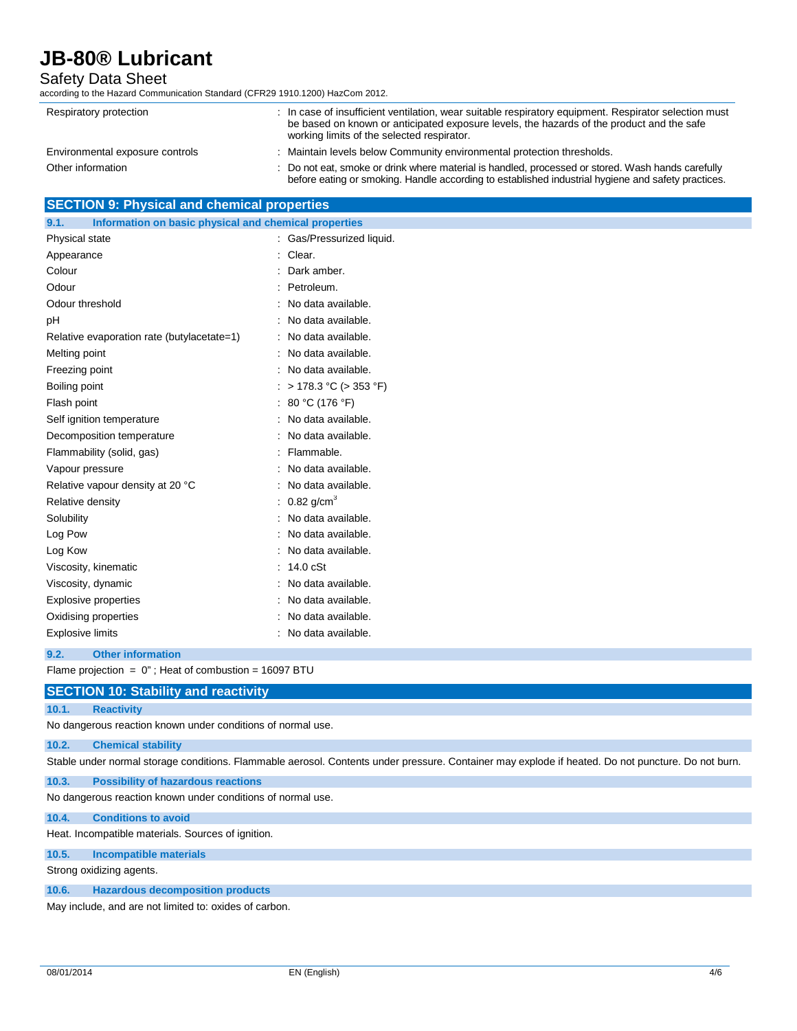| | |
|---|---|
| Respiratory protection | : In case of insufficient ventilation, wear suitable respiratory equipment. Respirator selection must be based on known or anticipated exposure levels, the hazards of the product and the safe working limits of the selected respirator. |
| Environmental exposure controls | : Maintain levels below Community environmental protection thresholds. |
| Other information | : Do not eat, smoke or drink where material is handled, processed or stored. Wash hands carefully before eating or smoking. Handle according to established industrial hygiene and safety practices. |

## SECTION 9: Physical and chemical properties

### 9.1. Information on basic physical and chemical properties

| | |
|---|---|
| Physical state | : Gas/Pressurized liquid. |
| Appearance | : Clear. |
| Colour | : Dark amber. |
| Odour | : Petroleum. |
| Odour threshold | : No data available. |
| pH | : No data available. |
| Relative evaporation rate (butylacetate=1) | : No data available. |
| Melting point | : No data available. |
| Freezing point | : No data available. |
| Boiling point | : > 178.3 °C (> 353 °F) |
| Flash point | : 80 °C (176 °F) |
| Self ignition temperature | : No data available. |
| Decomposition temperature | : No data available. |
| Flammability (solid, gas) | : Flammable. |
| Vapour pressure | : No data available. |
| Relative vapour density at 20 °C | : No data available. |
| Relative density | : 0.82 $g/cm^3$ |
| Solubility | : No data available. |
| Log Pow | : No data available. |
| Log Kow | : No data available. |
| Viscosity, kinematic | : 14.0 cSt |
| Viscosity, dynamic | : No data available. |
| Explosive properties | : No data available. |
| Oxidising properties | : No data available. |
| Explosive limits | : No data available. |

### 9.2. Other information

Flame projection = 0" ; Heat of combustion = 16097 BTU

## SECTION 10: Stability and reactivity

### 10.1. Reactivity

No dangerous reaction known under conditions of normal use.

### 10.2. Chemical stability

Stable under normal storage conditions. Flammable aerosol. Contents under pressure. Container may explode if heated. Do not puncture. Do not burn.

### 10.3. Possibility of hazardous reactions

No dangerous reaction known under conditions of normal use.

### 10.4. Conditions to avoid

Heat. Incompatible materials. Sources of ignition.

### 10.5. Incompatible materials

Strong oxidizing agents.

### 10.6. Hazardous decomposition products

May include, and are not limited to: oxides of carbon.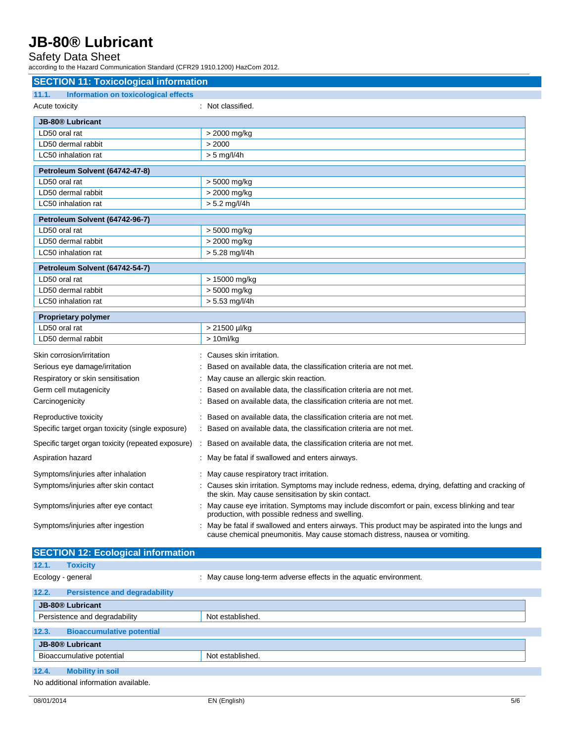## SECTION 11: Toxicological information

### 11.1. Information on toxicological effects

Acute toxicity : Not classified.

| JB-80® Lubricant | |
|---|---|
| LD50 oral rat | > 2000 mg/kg |
| LD50 dermal rabbit | > 2000 |
| LC50 inhalation rat | > 5 mg/l/4h |

| Petroleum Solvent (64742-47-8) | |
|---|---|
| LD50 oral rat | > 5000 mg/kg |
| LD50 dermal rabbit | > 2000 mg/kg |
| LC50 inhalation rat | > 5.2 mg/l/4h |

| Petroleum Solvent (64742-96-7) | |
|---|---|
| LD50 oral rat | > 5000 mg/kg |
| LD50 dermal rabbit | > 2000 mg/kg |
| LC50 inhalation rat | > 5.28 mg/l/4h |

| Petroleum Solvent (64742-54-7) | |
|---|---|
| LD50 oral rat | > 15000 mg/kg |
| LD50 dermal rabbit | > 5000 mg/kg |
| LC50 inhalation rat | > 5.53 mg/l/4h |

| Proprietary polymer | |
|---|---|
| LD50 oral rat | > 21500 µl/kg |
| LD50 dermal rabbit | > 10ml/kg |

Skin corrosion/irritation : Causes skin irritation.

Serious eye damage/irritation : Based on available data, the classification criteria are not met.

Respiratory or skin sensitisation : May cause an allergic skin reaction.

Germ cell mutagenicity : Based on available data, the classification criteria are not met.

Carcinogenicity : Based on available data, the classification criteria are not met.

Reproductive toxicity : Based on available data, the classification criteria are not met.

Specific target organ toxicity (single exposure) : Based on available data, the classification criteria are not met.

Specific target organ toxicity (repeated exposure) : Based on available data, the classification criteria are not met.

Aspiration hazard : May be fatal if swallowed and enters airways.

Symptoms/injuries after inhalation : May cause respiratory tract irritation.

Symptoms/injuries after skin contact : Causes skin irritation. Symptoms may include redness, edema, drying, defatting and cracking of the skin. May cause sensitisation by skin contact.

Symptoms/injuries after eye contact : May cause eye irritation. Symptoms may include discomfort or pain, excess blinking and tear production, with possible redness and swelling.

Symptoms/injuries after ingestion : May be fatal if swallowed and enters airways. This product may be aspirated into the lungs and cause chemical pneumonitis. May cause stomach distress, nausea or vomiting.

## SECTION 12: Ecological information

### 12.1. Toxicity

Ecology - general : May cause long-term adverse effects in the aquatic environment.

### 12.2. Persistence and degradability

| JB-80® Lubricant | |
|---|---|
| Persistence and degradability | Not established. |

### 12.3. Bioaccumulative potential

| JB-80® Lubricant | |
|---|---|
| Bioaccumulative potential | Not established. |

### 12.4. Mobility in soil

No additional information available.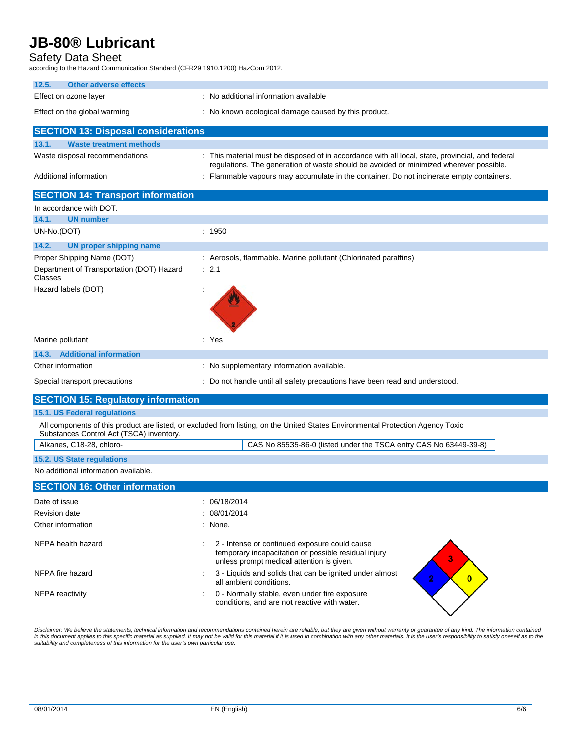### 12.5. Other adverse effects

Effect on ozone layer : No additional information available

Effect on the global warming : No known ecological damage caused by this product.

## SECTION 13: Disposal considerations

### 13.1. Waste treatment methods

Waste disposal recommendations : This material must be disposed of in accordance with all local, state, provincial, and federal regulations. The generation of waste should be avoided or minimized wherever possible.

Additional information : Flammable vapours may accumulate in the container. Do not incinerate empty containers.

## SECTION 14: Transport information

In accordance with DOT.

### 14.1. UN number

UN-No.(DOT) : 1950

### 14.2. UN proper shipping name

Proper Shipping Name (DOT) : Aerosols, flammable. Marine pollutant (Chlorinated paraffins)

Department of Transportation (DOT) Hazard Classes : 2.1

Hazard labels (DOT) :

Marine pollutant : Yes

### 14.3. Additional information

Other information : No supplementary information available.

Special transport precautions : Do not handle until all safety precautions have been read and understood.

## SECTION 15: Regulatory information

### 15.1. US Federal regulations

All components of this product are listed, or excluded from listing, on the United States Environmental Protection Agency Toxic Substances Control Act (TSCA) inventory.

| | |
|---|---|
| Alkanes, C18-28, chloro- | CAS No 85535-86-0 (listed under the TSCA entry CAS No 63449-39-8) |

### 15.2. US State regulations

No additional information available.

## SECTION 16: Other information

Date of issue : 06/18/2014

Revision date : 08/01/2014

Other information : None.

NFPA health hazard : 2 - Intense or continued exposure could cause temporary incapacitation or possible residual injury unless prompt medical attention is given.

NFPA fire hazard : 3 - Liquids and solids that can be ignited under almost all ambient conditions.

NFPA reactivity : 0 - Normally stable, even under fire exposure conditions, and are not reactive with water.

3
2
0

*Disclaimer: We believe the statements, technical information and recommendations contained herein are reliable, but they are given without warranty or guarantee of any kind. The information contained in this document applies to this specific material as supplied. It may not be valid for this material if it is used in combination with any other materials. It is the user's responsibility to satisfy oneself as to the suitability and completeness of this information for the user's own particular use.*